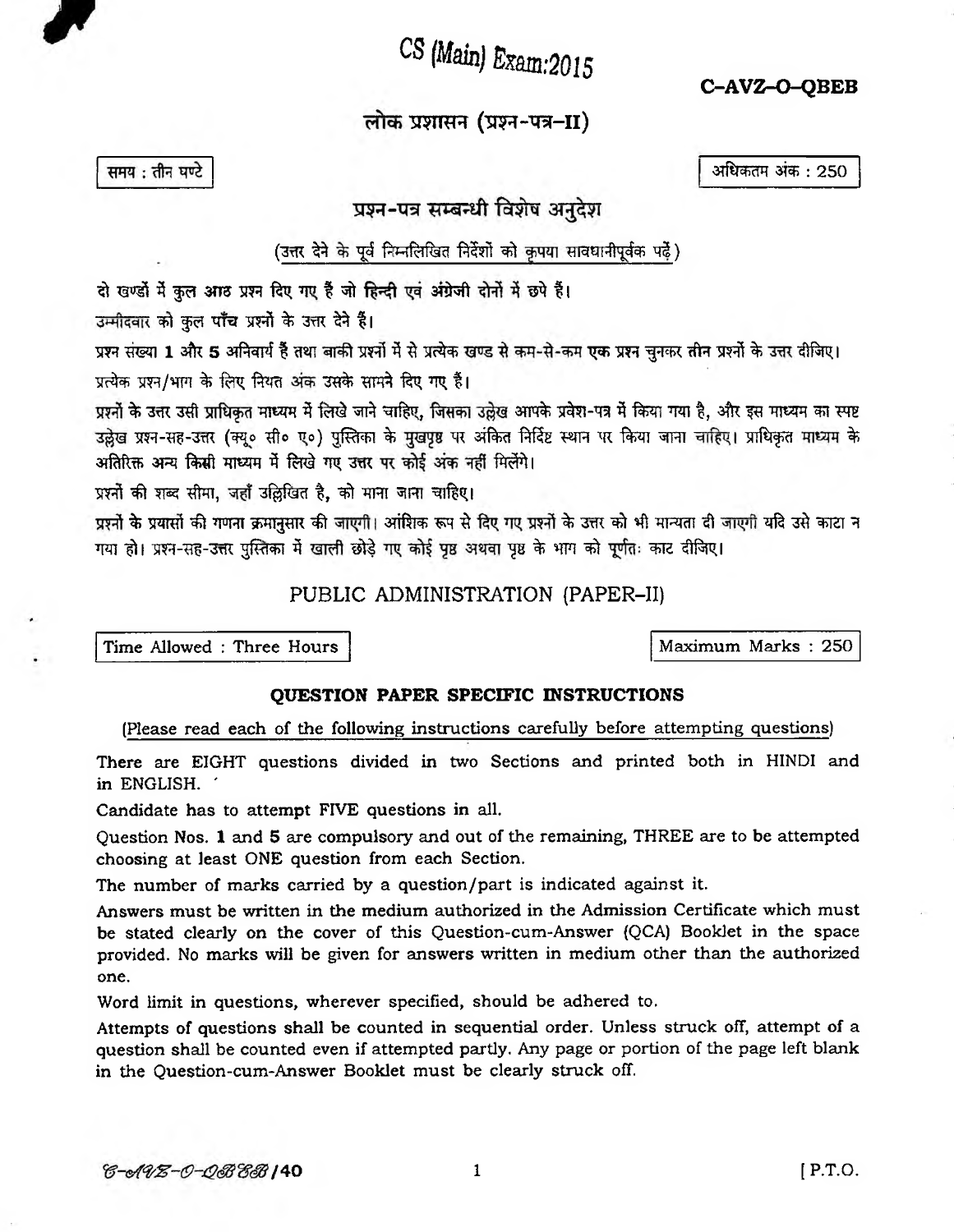# CS (Main) Exam:2015

**C-AVZ-O-QBEB**

## लोक प्रशासन (प्रश्न-पत्र-II)

समय : तीन घण्टे

अधिकतम अंक : 250

### प्रश्न-पत्र सम्बन्धी विशेष अनुदेश

(उत्तर देने के पूर्व निम्नलिखित निर्देशों को कृपया सावधानीपूर्वक पढ़ें)

दो खण्डों में कुल आठ प्रश्न दिए गए हैं जो हिन्दी एवं अंग्रेजी दोनों में छपे हैं।

उम्मीदवार को कुल पाँच प्रश्नों के उत्तर देने हैं।

प्रश्न संख्या 1 और 5 अनिवार्य हैं तथा बाकी प्रश्नों में से प्रत्येक खण्ड से कम-से-कम एक प्रश्न चुनकर तीन प्रश्नों के उत्तर दीजिए।

प्रत्येक प्रश्न/भाग के लिए नियत अंक उसके सामने दिए गए हैं।

प्रश्नों के उत्तर उसी प्राधिकृत माध्यम में लिखे जाने चाहिए, जिसका उल्लेख आपके प्रवेश-पत्र में किया गया है, और इस माध्यम का स्पष्ट उल्लेख प्रश्न-सह-उत्तर (क्यू० सी० ए०) पुस्तिका के मुखपृष्ठ पर अंकित निर्दिष्ट स्थान पर किया जाना चाहिए। प्राधिकृत माध्यम के अतिरिक्त अन्य किसी माध्यम में लिखे गए उत्तर पर कोई अंक नहीं मिलेंगे।

प्रश्नों की शब्द सीमा, जहाँ उल्लिखित है, को माना जाना चाहिए।

प्रश्नों के प्रयासों की गणना क्रमानुसार की जाएगी। आंशिक रूप से दिए गए प्रश्नों के उत्तर को भी मान्यता दी जाएगी यदि उसे काटा न गया हो। प्रश्न-सह-उत्तर पुस्तिका में खाली छोड़े गए कोई पृष्ठ अथवा पृष्ठ के भाग को पूर्णतः काट दीजिए।

## PUBLIC ADMINISTRATION (PAPER-II)

Time Allowed : Three Hours

Maximum Marks : 250

### QUESTION PAPER SPECIFIC INSTRUCTIONS

(Please read each of the following instructions carefully before attempting questions)

There are EIGHT questions divided in two Sections and printed both in HINDI and in ENGLISH.

Candidate has to attempt FIVE questions in all.

Question Nos. 1 and 5 are compulsory and out of the remaining, THREE are to be attempted choosing at least ONE question from each Section.

The number of marks carried by a question/part is indicated against it.

Answers must be written in the medium authorized in the Admission Certificate which must be stated clearly on the cover of this Question-cum-Answer (QCA) Booklet in the space provided. No marks will be given for answers written in medium other than the authorized one.

Word limit in questions, wherever specified, should be adhered to.

Attempts of questions shall be counted in sequential order. Unless struck off, attempt of a question shall be counted even if attempted partly. Any page or portion of the page left blank in the Question-cum-Answer Booklet must be clearly struck off.

C-AVZ-O-QBEB/40

[ P.T.O.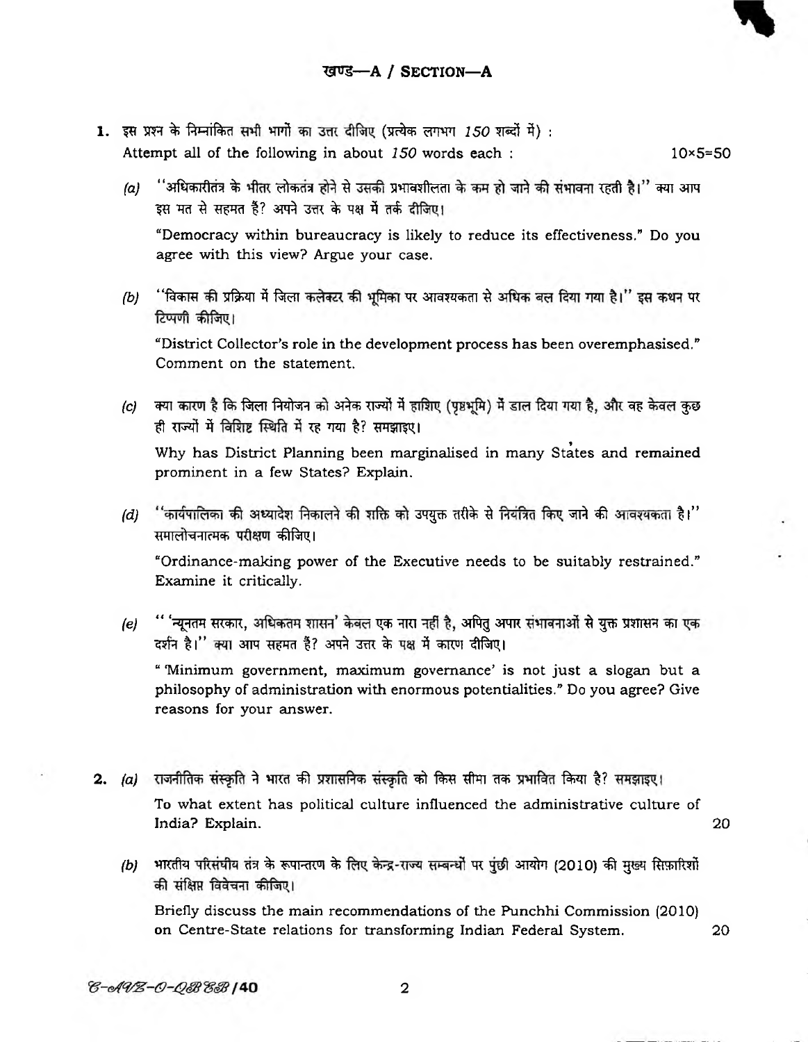## खण्ड—A / SECTION—A

**1.** इस प्रश्न के निम्नांकित सभी भागों का उत्तर दीजिए (प्रत्येक लगभग *150* शब्दों में) :
Attempt all of the following in about *150* words each : 10×5=50

*(a)* "अधिकारीतंत्र के भीतर लोकतंत्र होने से उसकी प्रभावशीलता के कम हो जाने की संभावना रहती है।" क्या आप इस मत से सहमत हैं? अपने उत्तर के पक्ष में तर्क दीजिए।

"Democracy within bureaucracy is likely to reduce its effectiveness." Do you agree with this view? Argue your case.

*(b)* "विकास की प्रक्रिया में जिला कलेक्टर की भूमिका पर आवश्यकता से अधिक बल दिया गया है।" इस कथन पर टिप्पणी कीजिए।

"District Collector's role in the development process has been overemphasised." Comment on the statement.

*(c)* क्या कारण है कि जिला नियोजन को अनेक राज्यों में हाशिए (पृष्ठभूमि) में डाल दिया गया है, और वह केवल कुछ ही राज्यों में विशिष्ट स्थिति में रह गया है? समझाइए।

Why has District Planning been marginalised in many States and remained prominent in a few States? Explain.

*(d)* "कार्यपालिका की अध्यादेश निकालने की शक्ति को उपयुक्त तरीके से नियंत्रित किए जाने की आवश्यकता है।" समालोचनात्मक परीक्षण कीजिए।

"Ordinance-making power of the Executive needs to be suitably restrained." Examine it critically.

*(e)* " 'न्यूनतम सरकार, अधिकतम शासन' केवल एक नारा नहीं है, अपितु अपार संभावनाओं से युक्त प्रशासन का एक दर्शन है।" क्या आप सहमत हैं? अपने उत्तर के पक्ष में कारण दीजिए।

" 'Minimum government, maximum governance' is not just a slogan but a philosophy of administration with enormous potentialities." Do you agree? Give reasons for your answer.

**2.** *(a)* राजनीतिक संस्कृति ने भारत की प्रशासनिक संस्कृति को किस सीमा तक प्रभावित किया है? समझाइए।

To what extent has political culture influenced the administrative culture of India? Explain. 20

*(b)* भारतीय परिसंघीय तंत्र के रूपान्तरण के लिए केन्द्र-राज्य सम्बन्धों पर पुंछी आयोग (2010) की मुख्य सिफ़ारिशों की संक्षिप्त विवेचना कीजिए।

Briefly discuss the main recommendations of the Punchhi Commission (2010) on Centre-State relations for transforming Indian Federal System. 20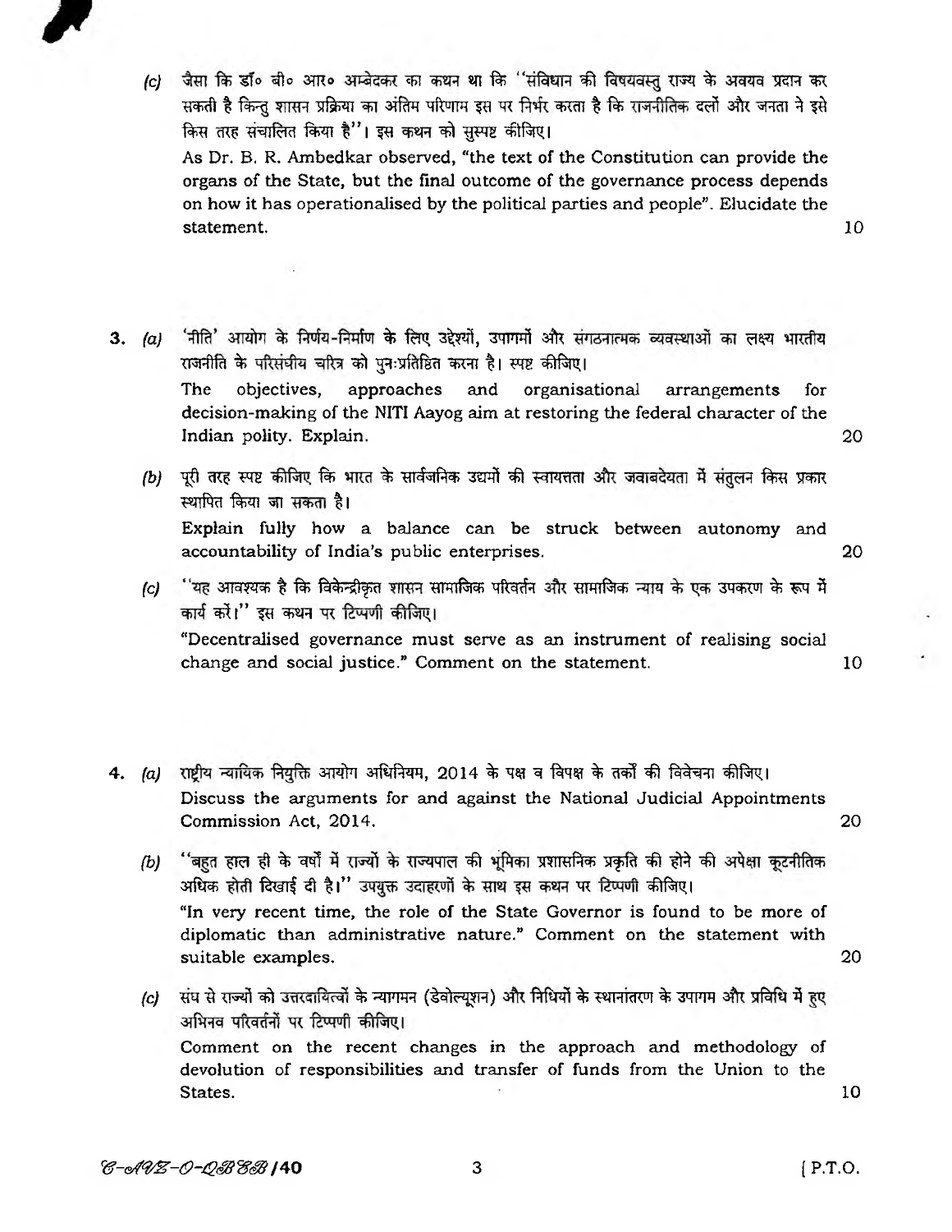(c) जैसा कि डॉ० बी० आर० आम्बेडकर का कथन था कि "संविधान की विषयवस्तु राज्य के अवयव प्रदान कर सकती है किन्तु शासन प्रक्रिया का अंतिम परिणाम इस पर निर्भर करता है कि राजनीतिक दलों और जनता ने इसे किस तरह संचालित किया है"। इस कथन को सुस्पष्ट कीजिए।

As Dr. B. R. Ambedkar observed, "the text of the Constitution can provide the organs of the State, but the final outcome of the governance process depends on how it has operationalised by the political parties and people". Elucidate the statement. 10

3. (a) 'नीति' आयोग के निर्णय-निर्माण के लिए उद्देश्यों, उपागमों और संगठनात्मक व्यवस्थाओं का लक्ष्य भारतीय राजनीति के परिसंघीय चरित्र को पुनःप्रतिष्ठित करना है। स्पष्ट कीजिए।

The objectives, approaches and organisational arrangements for decision-making of the NITI Aayog aim at restoring the federal character of the Indian polity. Explain. 20

(b) पूरी तरह स्पष्ट कीजिए कि भारत के सार्वजनिक उद्यमों की स्वायत्तता और जवाबदेयता में संतुलन किस प्रकार स्थापित किया जा सकता है।

Explain fully how a balance can be struck between autonomy and accountability of India's public enterprises. 20

(c) "यह आवश्यक है कि विकेन्द्रीकृत शासन सामाजिक परिवर्तन और सामाजिक न्याय के एक उपकरण के रूप में कार्य करें।" इस कथन पर टिप्पणी कीजिए।

"Decentralised governance must serve as an instrument of realising social change and social justice." Comment on the statement. 10

4. (a) राष्ट्रीय न्यायिक नियुक्ति आयोग अधिनियम, 2014 के पक्ष व विपक्ष के तर्कों की विवेचना कीजिए।

Discuss the arguments for and against the National Judicial Appointments Commission Act, 2014. 20

(b) "बहुत हाल ही के वर्षों में राज्यों के राज्यपाल की भूमिका प्रशासनिक प्रकृति की होने की अपेक्षा कूटनीतिक अधिक होती दिखाई दी है।" उपयुक्त उदाहरणों के साथ इस कथन पर टिप्पणी कीजिए।

"In very recent time, the role of the State Governor is found to be more of diplomatic than administrative nature." Comment on the statement with suitable examples. 20

(c) संघ से राज्यों को उत्तरदायित्वों के न्यागमन (डेवोल्यूशन) और निधियों के स्थानांतरण के उपागम और प्रविधि में हुए अभिनव परिवर्तनों पर टिप्पणी कीजिए।

Comment on the recent changes in the approach and methodology of devolution of responsibilities and transfer of funds from the Union to the States. 10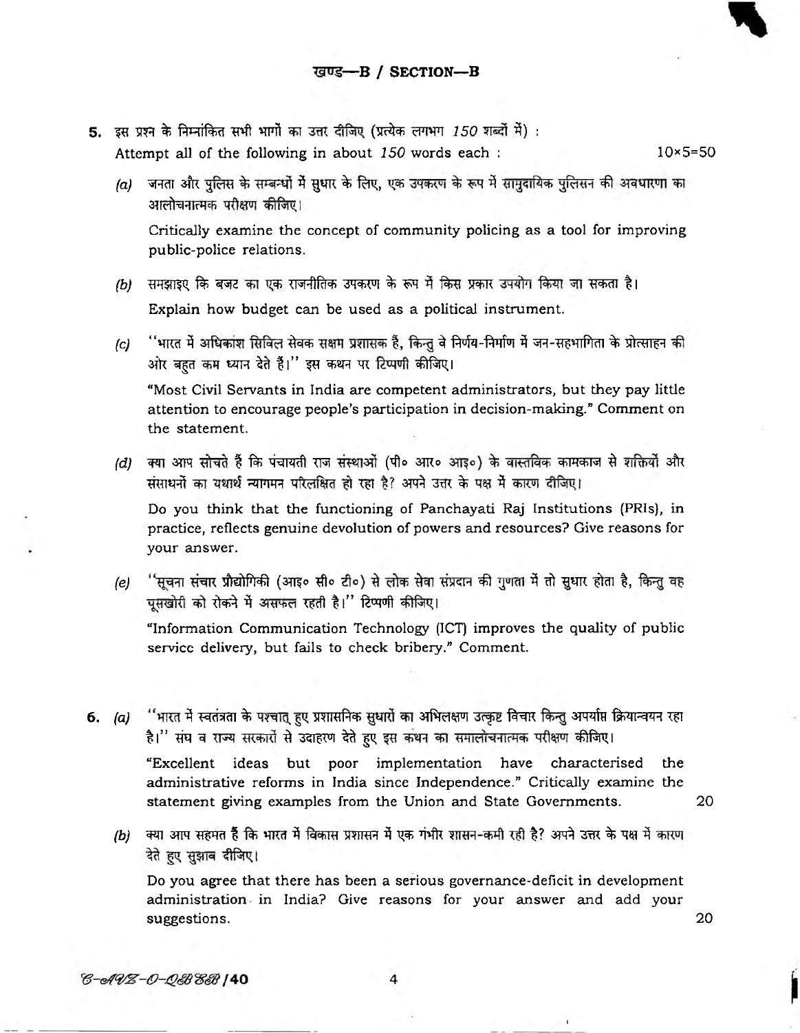## खण्ड—B / SECTION—B

**5.** इस प्रश्न के निम्नांकित सभी भागों का उत्तर दीजिए (प्रत्येक लगभग *150* शब्दों में) :
Attempt all of the following in about *150* words each : 10×5=50

*(a)* जनता और पुलिस के सम्बन्धों में सुधार के लिए, एक उपकरण के रूप में सामुदायिक पुलिसन की अवधारणा का आलोचनात्मक परीक्षण कीजिए।

Critically examine the concept of community policing as a tool for improving public-police relations.

*(b)* समझाइए कि बजट का एक राजनीतिक उपकरण के रूप में किस प्रकार उपयोग किया जा सकता है।

Explain how budget can be used as a political instrument.

*(c)* "भारत में अधिकांश सिविल सेवक सक्षम प्रशासक हैं, किन्तु वे निर्णय-निर्माण में जन-सहभागिता के प्रोत्साहन की ओर बहुत कम ध्यान देते हैं।" इस कथन पर टिप्पणी कीजिए।

"Most Civil Servants in India are competent administrators, but they pay little attention to encourage people's participation in decision-making." Comment on the statement.

*(d)* क्या आप सोचते हैं कि पंचायती राज संस्थाओं (पी० आर० आइ०) के वास्तविक कामकाज से शक्तियों और संसाधनों का यथार्थ न्यागमन परिलक्षित हो रहा है? अपने उत्तर के पक्ष में कारण दीजिए।

Do you think that the functioning of Panchayati Raj Institutions (PRIs), in practice, reflects genuine devolution of powers and resources? Give reasons for your answer.

*(e)* "सूचना संचार प्रौद्योगिकी (आइ० सी० टी०) से लोक सेवा संप्रदान की गुणता में तो सुधार होता है, किन्तु वह घूसखोरी को रोकने में असफल रहती है।" टिप्पणी कीजिए।

"Information Communication Technology (ICT) improves the quality of public service delivery, but fails to check bribery." Comment.

**6.** *(a)* "भारत में स्वतंत्रता के पश्चात् हुए प्रशासनिक सुधारों का अभिलक्षण उत्कृष्ट विचार किन्तु अपर्याप्त क्रियान्वयन रहा है।" संघ व राज्य सरकारों से उदाहरण देते हुए इस कथन का समालोचनात्मक परीक्षण कीजिए।

"Excellent ideas but poor implementation have characterised the administrative reforms in India since Independence." Critically examine the statement giving examples from the Union and State Governments. 20

*(b)* क्या आप सहमत हैं कि भारत में विकास प्रशासन में एक गंभीर शासन-कमी रही है? अपने उत्तर के पक्ष में कारण देते हुए सुझाव दीजिए।

Do you agree that there has been a serious governance-deficit in development administration in India? Give reasons for your answer and add your suggestions. 20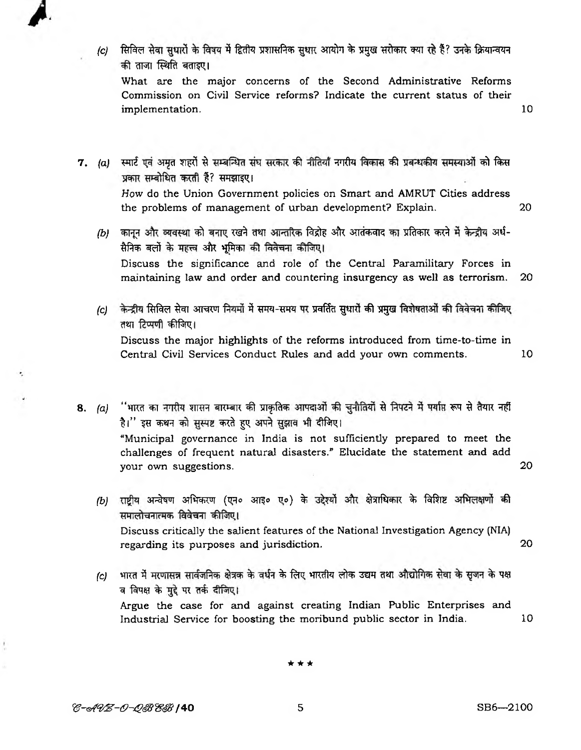(c) सिविल सेवा सुधारों के विषय में द्वितीय प्रशासनिक सुधार आयोग के प्रमुख सरोकार क्या रहे हैं? उनके क्रियान्वयन की ताजा स्थिति बताइए।

What are the major concerns of the Second Administrative Reforms Commission on Civil Service reforms? Indicate the current status of their implementation. 10

7. (a) स्मार्ट एवं अमृत शहरों से सम्बन्धित संघ सरकार की नीतियाँ नगरीय विकास की प्रबन्धकीय समस्याओं को किस प्रकार सम्बोधित करती हैं? समझाइए।

How do the Union Government policies on Smart and AMRUT Cities address the problems of management of urban development? Explain. 20

(b) कानून और व्यवस्था को बनाए रखने तथा आन्तरिक विद्रोह और आतंकवाद का प्रतिकार करने में केन्द्रीय अर्ध-सैनिक बलों के महत्त्व और भूमिका की विवेचना कीजिए।

Discuss the significance and role of the Central Paramilitary Forces in maintaining law and order and countering insurgency as well as terrorism. 20

(c) केन्द्रीय सिविल सेवा आचरण नियमों में समय-समय पर प्रवर्तित सुधारों की प्रमुख विशेषताओं की विवेचना कीजिए तथा टिप्पणी कीजिए।

Discuss the major highlights of the reforms introduced from time-to-time in Central Civil Services Conduct Rules and add your own comments. 10

8. (a) "भारत का नगरीय शासन बारम्बार की प्राकृतिक आपदाओं की चुनौतियों से निपटने में पर्याप्त रूप से तैयार नहीं है।" इस कथन को सुस्पष्ट करते हुए अपने सुझाव भी दीजिए।

"Municipal governance in India is not sufficiently prepared to meet the challenges of frequent natural disasters." Elucidate the statement and add your own suggestions. 20

(b) राष्ट्रीय अन्वेषण अभिकरण (एन० आइ० ए०) के उद्देश्यों और क्षेत्राधिकार के विशिष्ट अभिलक्षणों की समालोचनात्मक विवेचना कीजिए।

Discuss critically the salient features of the National Investigation Agency (NIA) regarding its purposes and jurisdiction. 20

(c) भारत में मरणासन्न सार्वजनिक क्षेत्रक के वर्धन के लिए भारतीय लोक उद्यम तथा औद्योगिक सेवा के सृजन के पक्ष व विपक्ष के मुद्दे पर तर्क दीजिए।

Argue the case for and against creating Indian Public Enterprises and Industrial Service for boosting the moribund public sector in India. 10

★ ★ ★